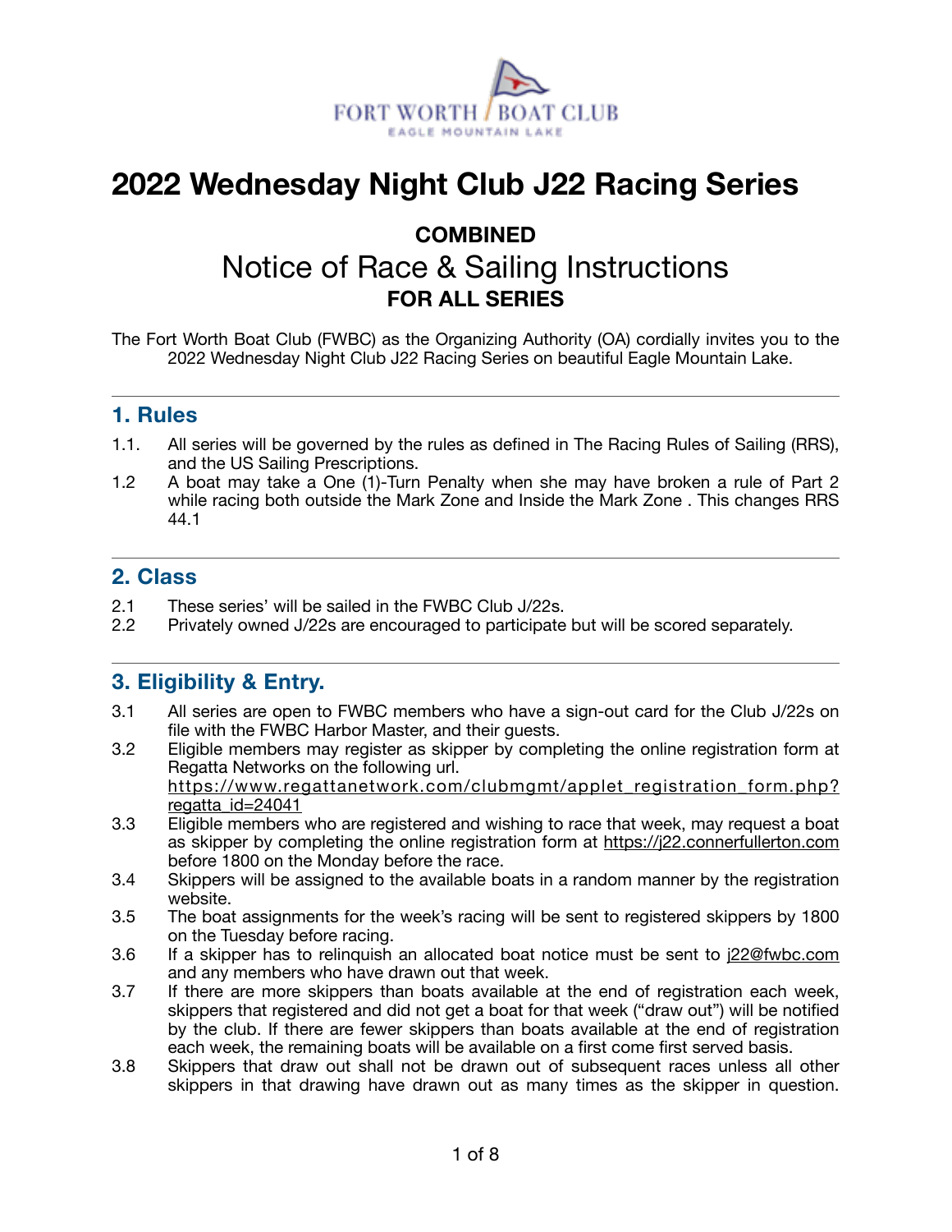FORT WORTH BOAT CLUB
EAGLE MOUNTAIN LAKE

# 2022 Wednesday Night Club J22 Racing Series

**COMBINED**

## Notice of Race & Sailing Instructions

**FOR ALL SERIES**

The Fort Worth Boat Club (FWBC) as the Organizing Authority (OA) cordially invites you to the 2022 Wednesday Night Club J22 Racing Series on beautiful Eagle Mountain Lake.

---

## 1. Rules

1.1. All series will be governed by the rules as defined in The Racing Rules of Sailing (RRS), and the US Sailing Prescriptions.

1.2 A boat may take a One (1)-Turn Penalty when she may have broken a rule of Part 2 while racing both outside the Mark Zone and Inside the Mark Zone . This changes RRS 44.1

---

## 2. Class

2.1 These series' will be sailed in the FWBC Club J/22s.

2.2 Privately owned J/22s are encouraged to participate but will be scored separately.

---

## 3. Eligibility & Entry.

3.1 All series are open to FWBC members who have a sign-out card for the Club J/22s on file with the FWBC Harbor Master, and their guests.

3.2 Eligible members may register as skipper by completing the online registration form at Regatta Networks on the following url. https://www.regattanetwork.com/clubmgmt/applet_registration_form.php?regatta_id=24041

3.3 Eligible members who are registered and wishing to race that week, may request a boat as skipper by completing the online registration form at https://j22.connerfullerton.com before 1800 on the Monday before the race.

3.4 Skippers will be assigned to the available boats in a random manner by the registration website.

3.5 The boat assignments for the week's racing will be sent to registered skippers by 1800 on the Tuesday before racing.

3.6 If a skipper has to relinquish an allocated boat notice must be sent to j22@fwbc.com and any members who have drawn out that week.

3.7 If there are more skippers than boats available at the end of registration each week, skippers that registered and did not get a boat for that week ("draw out") will be notified by the club. If there are fewer skippers than boats available at the end of registration each week, the remaining boats will be available on a first come first served basis.

3.8 Skippers that draw out shall not be drawn out of subsequent races unless all other skippers in that drawing have drawn out as many times as the skipper in question.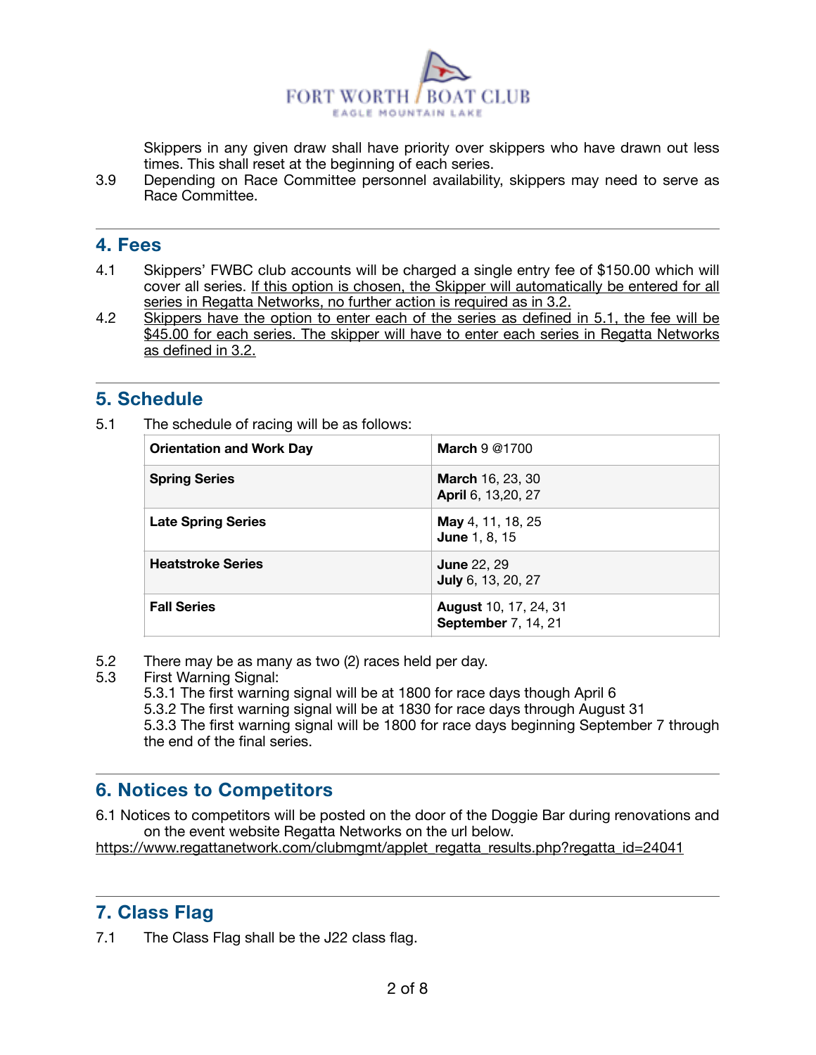Skippers in any given draw shall have priority over skippers who have drawn out less times. This shall reset at the beginning of each series.

3.9 Depending on Race Committee personnel availability, skippers may need to serve as Race Committee.

## 4. Fees

4.1 Skippers' FWBC club accounts will be charged a single entry fee of $150.00 which will cover all series. <u>If this option is chosen, the Skipper will automatically be entered for all series in Regatta Networks, no further action is required as in 3.2.</u>

4.2 <u>Skippers have the option to enter each of the series as defined in 5.1, the fee will be $45.00 for each series. The skipper will have to enter each series in Regatta Networks as defined in 3.2.</u>

## 5. Schedule

5.1 The schedule of racing will be as follows:

| **Orientation and Work Day** | **March** 9 @1700 |
|---|---|
| **Spring Series** | **March** 16, 23, 30<br>**April** 6, 13,20, 27 |
| **Late Spring Series** | **May** 4, 11, 18, 25<br>**June** 1, 8, 15 |
| **Heatstroke Series** | **June** 22, 29<br>**July** 6, 13, 20, 27 |
| **Fall Series** | **August** 10, 17, 24, 31<br>**September** 7, 14, 21 |

5.2 There may be as many as two (2) races held per day.

5.3 First Warning Signal:

5.3.1 The first warning signal will be at 1800 for race days though April 6

5.3.2 The first warning signal will be at 1830 for race days through August 31

5.3.3 The first warning signal will be 1800 for race days beginning September 7 through the end of the final series.

## 6. Notices to Competitors

6.1 Notices to competitors will be posted on the door of the Doggie Bar during renovations and on the event website Regatta Networks on the url below.
https://www.regattanetwork.com/clubmgmt/applet_regatta_results.php?regatta_id=24041

## 7. Class Flag

7.1 The Class Flag shall be the J22 class flag.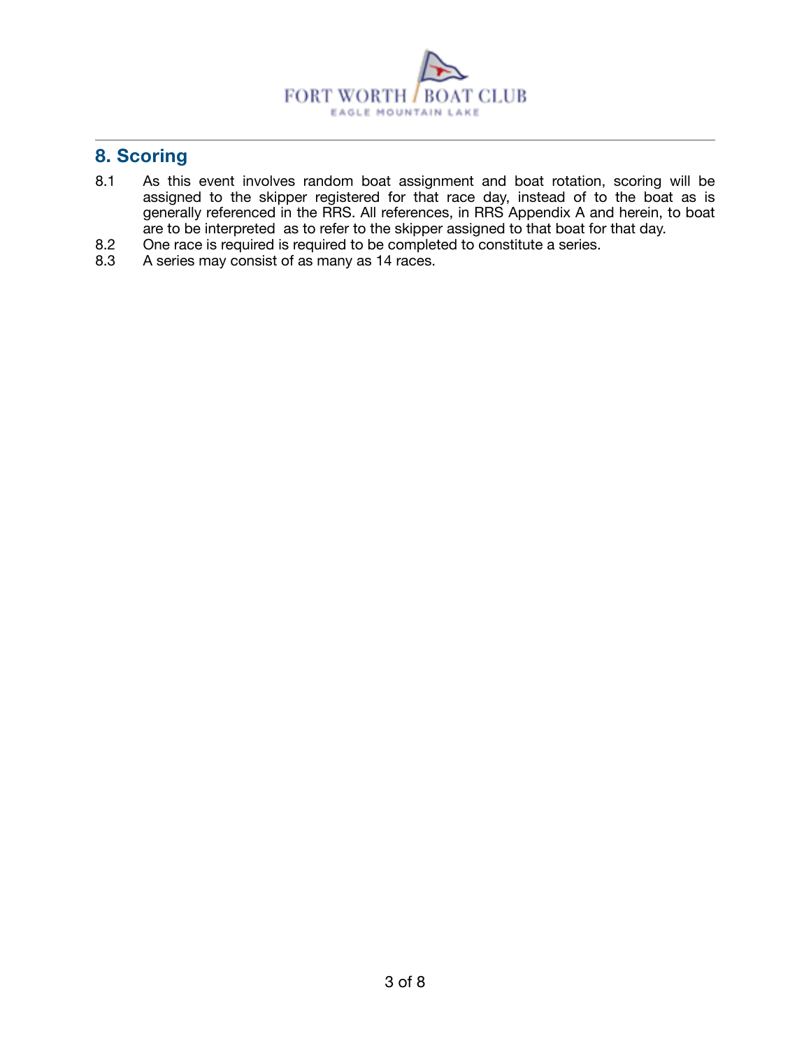## 8. Scoring

8.1 As this event involves random boat assignment and boat rotation, scoring will be assigned to the skipper registered for that race day, instead of to the boat as is generally referenced in the RRS. All references, in RRS Appendix A and herein, to boat are to be interpreted as to refer to the skipper assigned to that boat for that day.

8.2 One race is required is required to be completed to constitute a series.

8.3 A series may consist of as many as 14 races.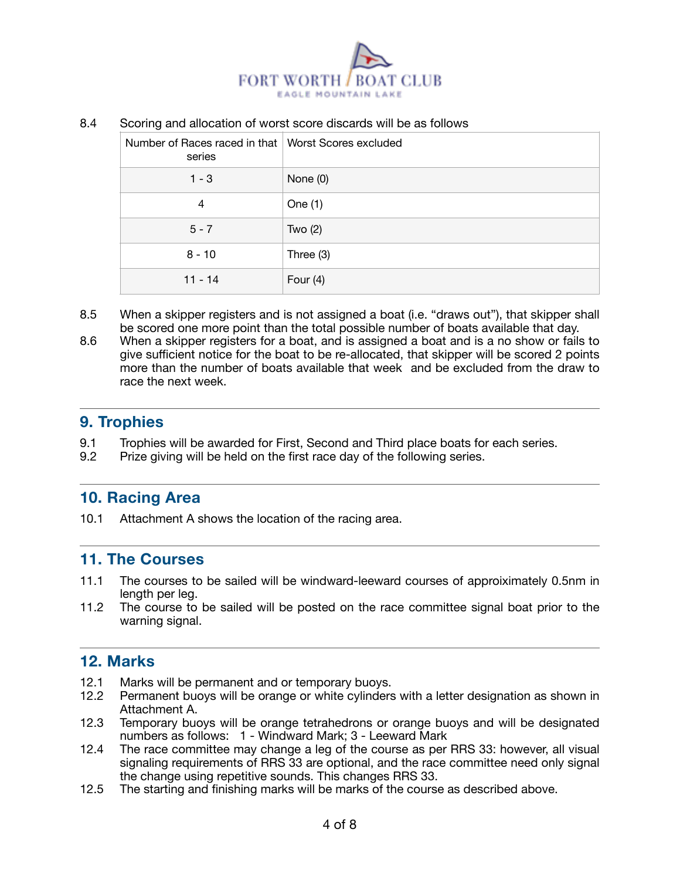8.4 Scoring and allocation of worst score discards will be as follows

| Number of Races raced in that series | Worst Scores excluded |
| --- | --- |
| 1 - 3 | None (0) |
| 4 | One (1) |
| 5 - 7 | Two (2) |
| 8 - 10 | Three (3) |
| 11 - 14 | Four (4) |

8.5 When a skipper registers and is not assigned a boat (i.e. “draws out”), that skipper shall be scored one more point than the total possible number of boats available that day.

8.6 When a skipper registers for a boat, and is assigned a boat and is a no show or fails to give sufficient notice for the boat to be re-allocated, that skipper will be scored 2 points more than the number of boats available that week and be excluded from the draw to race the next week.

## 9. Trophies

9.1 Trophies will be awarded for First, Second and Third place boats for each series.

9.2 Prize giving will be held on the first race day of the following series.

## 10. Racing Area

10.1 Attachment A shows the location of the racing area.

## 11. The Courses

11.1 The courses to be sailed will be windward-leeward courses of approiximately 0.5nm in length per leg.

11.2 The course to be sailed will be posted on the race committee signal boat prior to the warning signal.

## 12. Marks

12.1 Marks will be permanent and or temporary buoys.

12.2 Permanent buoys will be orange or white cylinders with a letter designation as shown in Attachment A.

12.3 Temporary buoys will be orange tetrahedrons or orange buoys and will be designated numbers as follows: 1 - Windward Mark; 3 - Leeward Mark

12.4 The race committee may change a leg of the course as per RRS 33: however, all visual signaling requirements of RRS 33 are optional, and the race committee need only signal the change using repetitive sounds. This changes RRS 33.

12.5 The starting and finishing marks will be marks of the course as described above.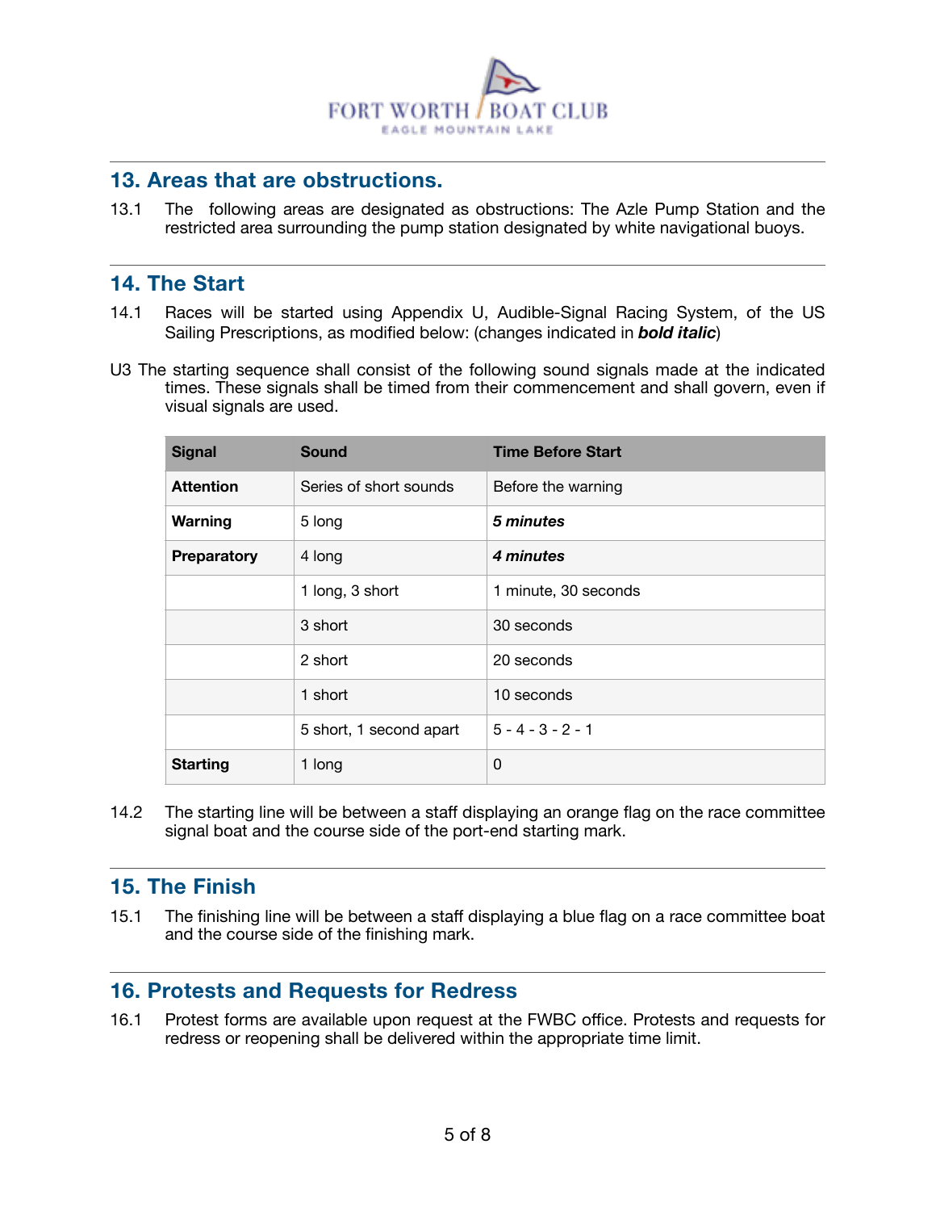## 13. Areas that are obstructions.

13.1 The following areas are designated as obstructions: The Azle Pump Station and the restricted area surrounding the pump station designated by white navigational buoys.

## 14. The Start

14.1 Races will be started using Appendix U, Audible-Signal Racing System, of the US Sailing Prescriptions, as modified below: (changes indicated in ***bold italic***)

U3 The starting sequence shall consist of the following sound signals made at the indicated times. These signals shall be timed from their commencement and shall govern, even if visual signals are used.

| Signal | Sound | Time Before Start |
|---|---|---|
| **Attention** | Series of short sounds | Before the warning |
| **Warning** | 5 long | ***5 minutes*** |
| **Preparatory** | 4 long | ***4 minutes*** |
| | 1 long, 3 short | 1 minute, 30 seconds |
| | 3 short | 30 seconds |
| | 2 short | 20 seconds |
| | 1 short | 10 seconds |
| | 5 short, 1 second apart | 5 - 4 - 3 - 2 - 1 |
| **Starting** | 1 long | 0 |

14.2 The starting line will be between a staff displaying an orange flag on the race committee signal boat and the course side of the port-end starting mark.

## 15. The Finish

15.1 The finishing line will be between a staff displaying a blue flag on a race committee boat and the course side of the finishing mark.

## 16. Protests and Requests for Redress

16.1 Protest forms are available upon request at the FWBC office. Protests and requests for redress or reopening shall be delivered within the appropriate time limit.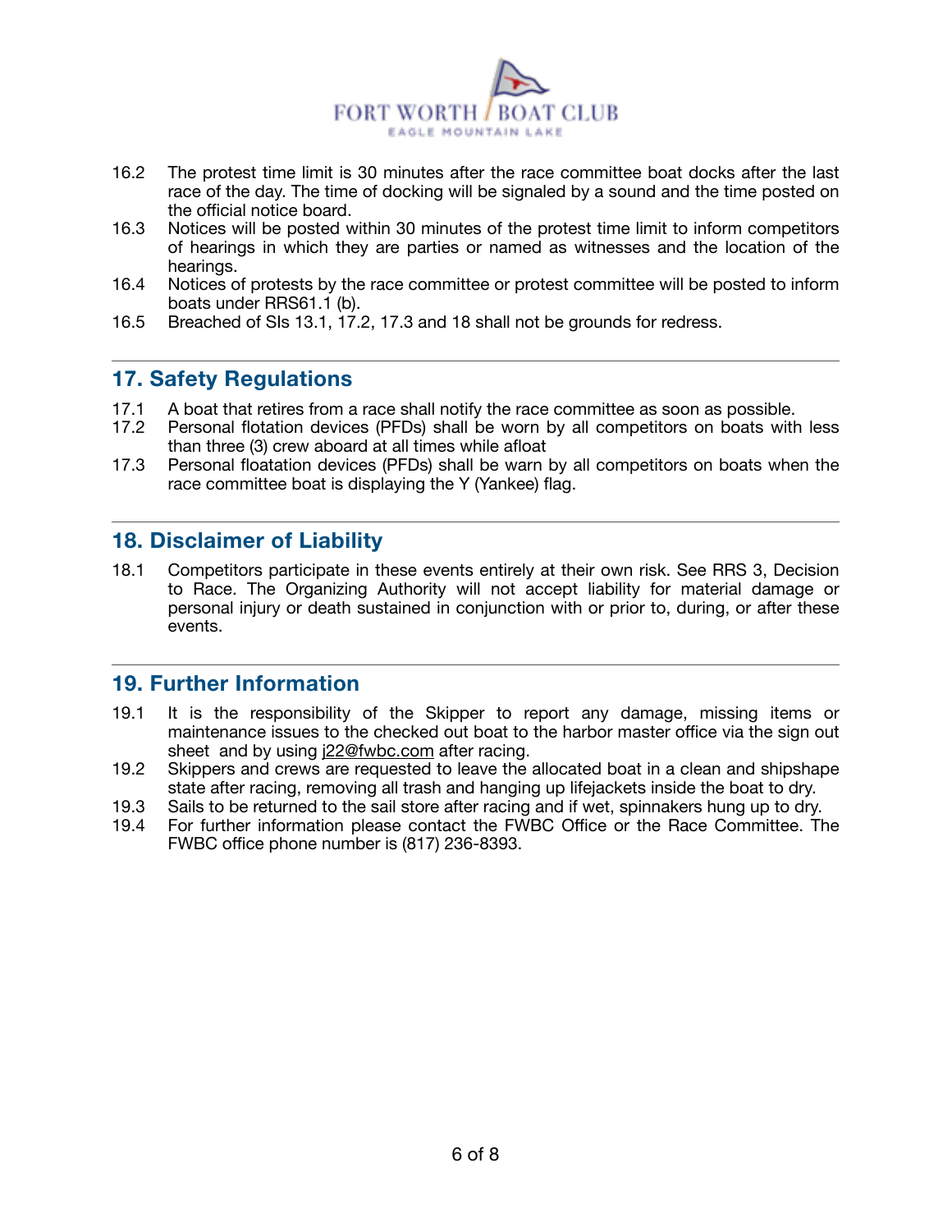16.2 The protest time limit is 30 minutes after the race committee boat docks after the last race of the day. The time of docking will be signaled by a sound and the time posted on the official notice board.

16.3 Notices will be posted within 30 minutes of the protest time limit to inform competitors of hearings in which they are parties or named as witnesses and the location of the hearings.

16.4 Notices of protests by the race committee or protest committee will be posted to inform boats under RRS61.1 (b).

16.5 Breached of SIs 13.1, 17.2, 17.3 and 18 shall not be grounds for redress.

## 17. Safety Regulations

17.1 A boat that retires from a race shall notify the race committee as soon as possible.

17.2 Personal flotation devices (PFDs) shall be worn by all competitors on boats with less than three (3) crew aboard at all times while afloat

17.3 Personal floatation devices (PFDs) shall be warn by all competitors on boats when the race committee boat is displaying the Y (Yankee) flag.

## 18. Disclaimer of Liability

18.1 Competitors participate in these events entirely at their own risk. See RRS 3, Decision to Race. The Organizing Authority will not accept liability for material damage or personal injury or death sustained in conjunction with or prior to, during, or after these events.

## 19. Further Information

19.1 It is the responsibility of the Skipper to report any damage, missing items or maintenance issues to the checked out boat to the harbor master office via the sign out sheet and by using j22@fwbc.com after racing.

19.2 Skippers and crews are requested to leave the allocated boat in a clean and shipshape state after racing, removing all trash and hanging up lifejackets inside the boat to dry.

19.3 Sails to be returned to the sail store after racing and if wet, spinnakers hung up to dry.

19.4 For further information please contact the FWBC Office or the Race Committee. The FWBC office phone number is (817) 236-8393.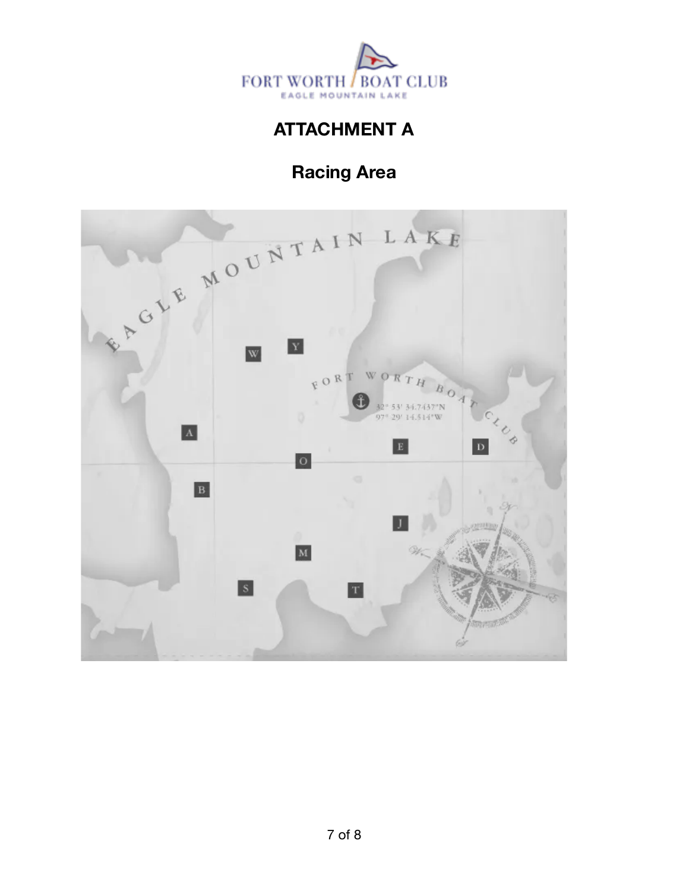# ATTACHMENT A

## Racing Area

EAGLE MOUNTAIN LAKE

FORT WORTH BOAT CLUB

32° 53' 34.7437"N
97° 29' 14.514"W

W Y A E D O B J M S T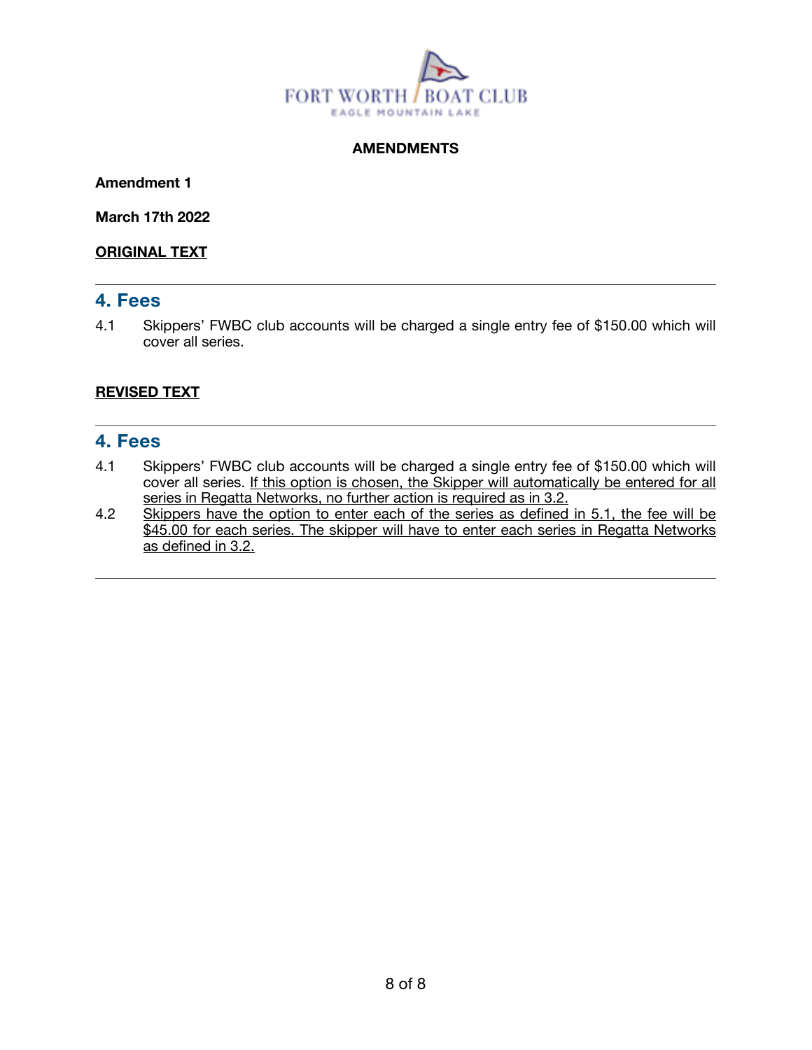**AMENDMENTS**

**Amendment 1**

**March 17th 2022**

**<u>ORIGINAL TEXT</u>**

---

## 4. Fees

4.1 Skippers' FWBC club accounts will be charged a single entry fee of $150.00 which will cover all series.

**<u>REVISED TEXT</u>**

---

## 4. Fees

4.1 Skippers' FWBC club accounts will be charged a single entry fee of $150.00 which will cover all series. <u>If this option is chosen, the Skipper will automatically be entered for all series in Regatta Networks, no further action is required as in 3.2.</u>

4.2 <u>Skippers have the option to enter each of the series as defined in 5.1, the fee will be $45.00 for each series. The skipper will have to enter each series in Regatta Networks as defined in 3.2.</u>

---